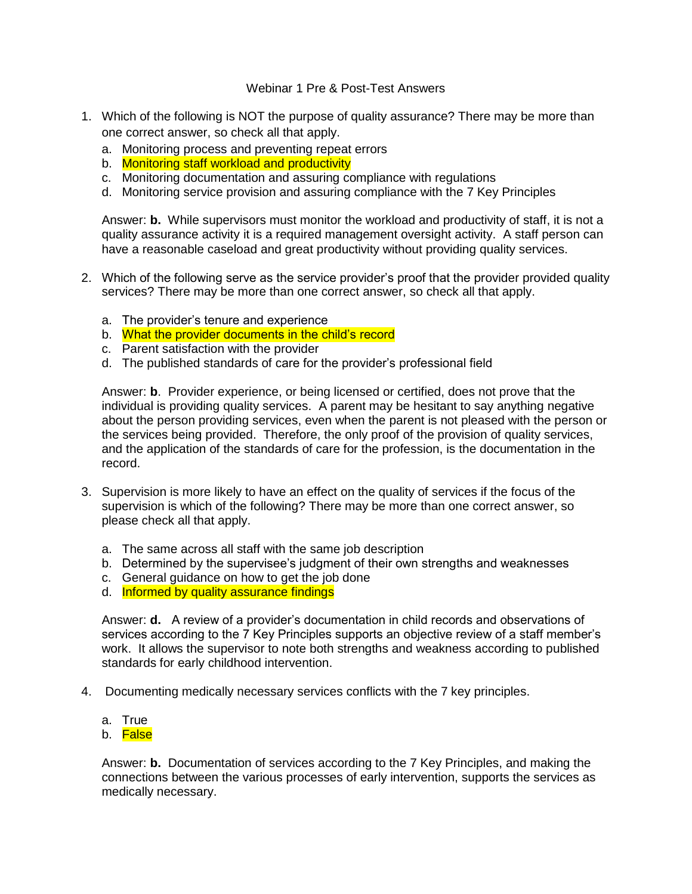# Webinar 1 Pre & Post-Test Answers

1. Which of the following is NOT the purpose of quality assurance? There may be more than one correct answer, so check all that apply.
   a. Monitoring process and preventing repeat errors
   b. Monitoring staff workload and productivity
   c. Monitoring documentation and assuring compliance with regulations
   d. Monitoring service provision and assuring compliance with the 7 Key Principles

   Answer: **b.** While supervisors must monitor the workload and productivity of staff, it is not a quality assurance activity it is a required management oversight activity. A staff person can have a reasonable caseload and great productivity without providing quality services.

2. Which of the following serve as the service provider's proof that the provider provided quality services? There may be more than one correct answer, so check all that apply.

   a. The provider's tenure and experience
   b. What the provider documents in the child's record
   c. Parent satisfaction with the provider
   d. The published standards of care for the provider's professional field

   Answer: **b**. Provider experience, or being licensed or certified, does not prove that the individual is providing quality services. A parent may be hesitant to say anything negative about the person providing services, even when the parent is not pleased with the person or the services being provided. Therefore, the only proof of the provision of quality services, and the application of the standards of care for the profession, is the documentation in the record.

3. Supervision is more likely to have an effect on the quality of services if the focus of the supervision is which of the following? There may be more than one correct answer, so please check all that apply.

   a. The same across all staff with the same job description
   b. Determined by the supervisee's judgment of their own strengths and weaknesses
   c. General guidance on how to get the job done
   d. Informed by quality assurance findings

   Answer: **d.** A review of a provider's documentation in child records and observations of services according to the 7 Key Principles supports an objective review of a staff member's work. It allows the supervisor to note both strengths and weakness according to published standards for early childhood intervention.

4. Documenting medically necessary services conflicts with the 7 key principles.

   a. True
   b. False

   Answer: **b.** Documentation of services according to the 7 Key Principles, and making the connections between the various processes of early intervention, supports the services as medically necessary.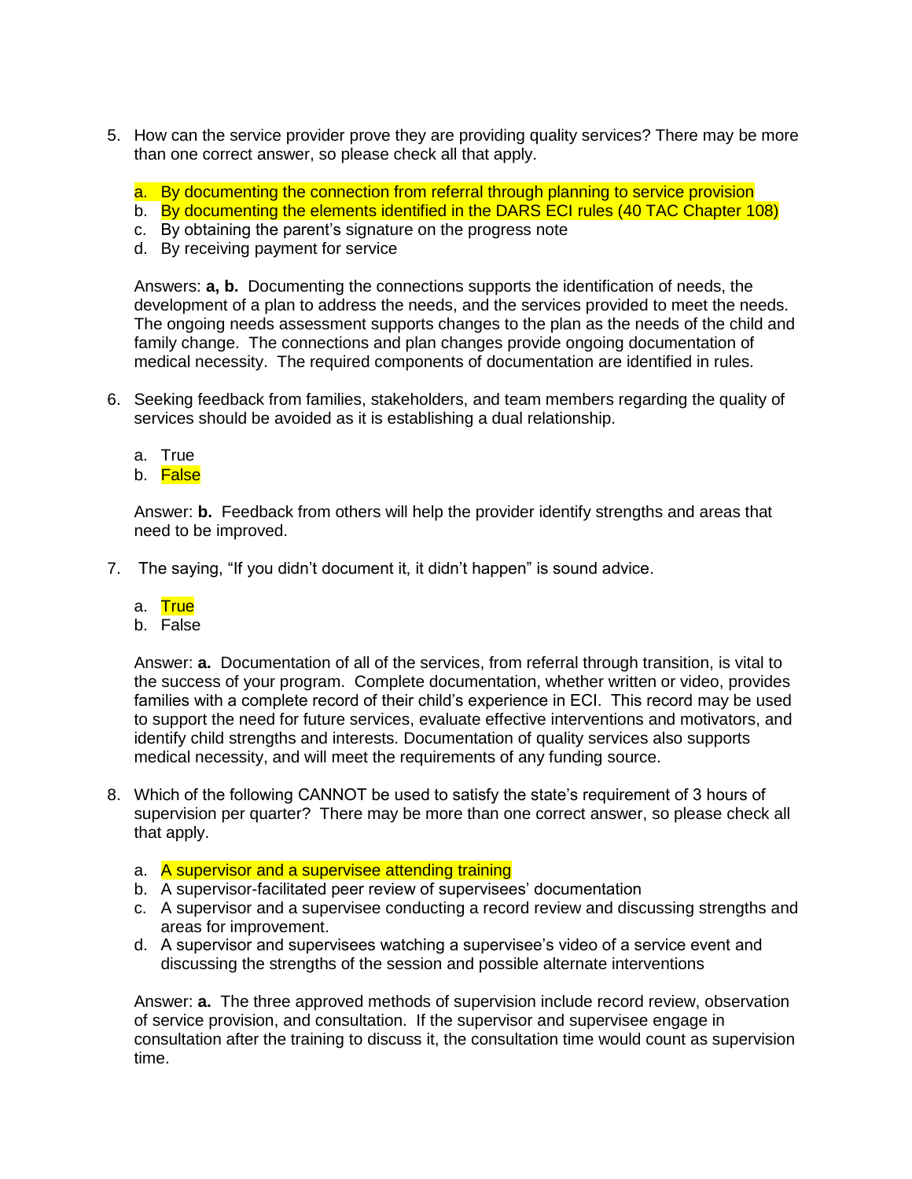5. How can the service provider prove they are providing quality services? There may be more than one correct answer, so please check all that apply.

   a. By documenting the connection from referral through planning to service provision
   b. By documenting the elements identified in the DARS ECI rules (40 TAC Chapter 108)
   c. By obtaining the parent's signature on the progress note
   d. By receiving payment for service

   Answers: **a, b.** Documenting the connections supports the identification of needs, the development of a plan to address the needs, and the services provided to meet the needs. The ongoing needs assessment supports changes to the plan as the needs of the child and family change. The connections and plan changes provide ongoing documentation of medical necessity. The required components of documentation are identified in rules.

6. Seeking feedback from families, stakeholders, and team members regarding the quality of services should be avoided as it is establishing a dual relationship.

   a. True
   b. False

   Answer: **b.** Feedback from others will help the provider identify strengths and areas that need to be improved.

7. The saying, "If you didn't document it, it didn't happen" is sound advice.

   a. True
   b. False

   Answer: **a.** Documentation of all of the services, from referral through transition, is vital to the success of your program. Complete documentation, whether written or video, provides families with a complete record of their child's experience in ECI. This record may be used to support the need for future services, evaluate effective interventions and motivators, and identify child strengths and interests. Documentation of quality services also supports medical necessity, and will meet the requirements of any funding source.

8. Which of the following CANNOT be used to satisfy the state's requirement of 3 hours of supervision per quarter? There may be more than one correct answer, so please check all that apply.

   a. A supervisor and a supervisee attending training
   b. A supervisor-facilitated peer review of supervisees' documentation
   c. A supervisor and a supervisee conducting a record review and discussing strengths and areas for improvement.
   d. A supervisor and supervisees watching a supervisee's video of a service event and discussing the strengths of the session and possible alternate interventions

   Answer: **a.** The three approved methods of supervision include record review, observation of service provision, and consultation. If the supervisor and supervisee engage in consultation after the training to discuss it, the consultation time would count as supervision time.